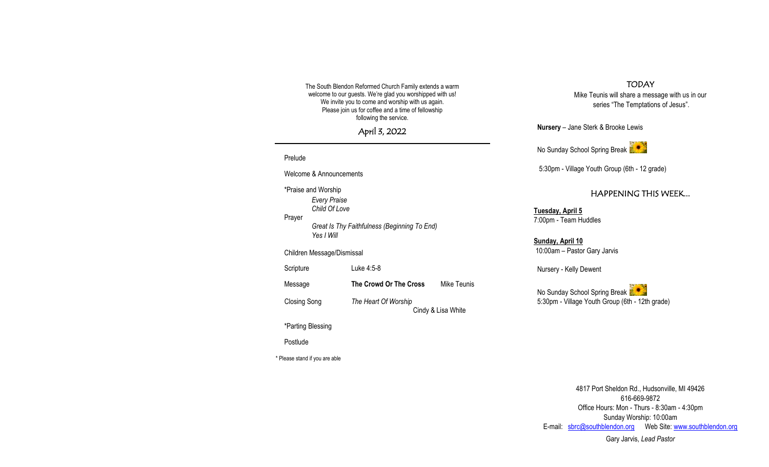The South Blendon Reformed Church Family extends a warm welcome to our guests. We're glad you worshipped with us! We invite you to come and worship with us again. Please join us for coffee and a time of fellowship following the service.

## April 3, 2022

Prelude

Welcome & Announcements

*Praise and Worship

*Every Praise*
*Child Of Love*

Prayer

*Great Is Thy Faithfulness (Beginning To End)*
*Yes I Will*

Children Message/Dismissal

Scripture — Luke 4:5-8

Message — **The Crowd Or The Cross** — Mike Teunis

Closing Song — *The Heart Of Worship* — Cindy & Lisa White

*Parting Blessing

Postlude

\* Please stand if you are able

## TODAY

Mike Teunis will share a message with us in our series "The Temptations of Jesus".

**Nursery** – Jane Sterk & Brooke Lewis

No Sunday School Spring Break

5:30pm - Village Youth Group (6th - 12 grade)

## HAPPENING THIS WEEK...

**Tuesday, April 5**
7:00pm - Team Huddles

**Sunday, April 10**
10:00am – Pastor Gary Jarvis

Nursery - Kelly Dewent

No Sunday School Spring Break
5:30pm - Village Youth Group (6th - 12th grade)

4817 Port Sheldon Rd., Hudsonville, MI 49426
616-669-9872
Office Hours: Mon - Thurs - 8:30am - 4:30pm
Sunday Worship: 10:00am
E-mail: sbrc@southblendon.org Web Site: www.southblendon.org

Gary Jarvis, *Lead Pastor*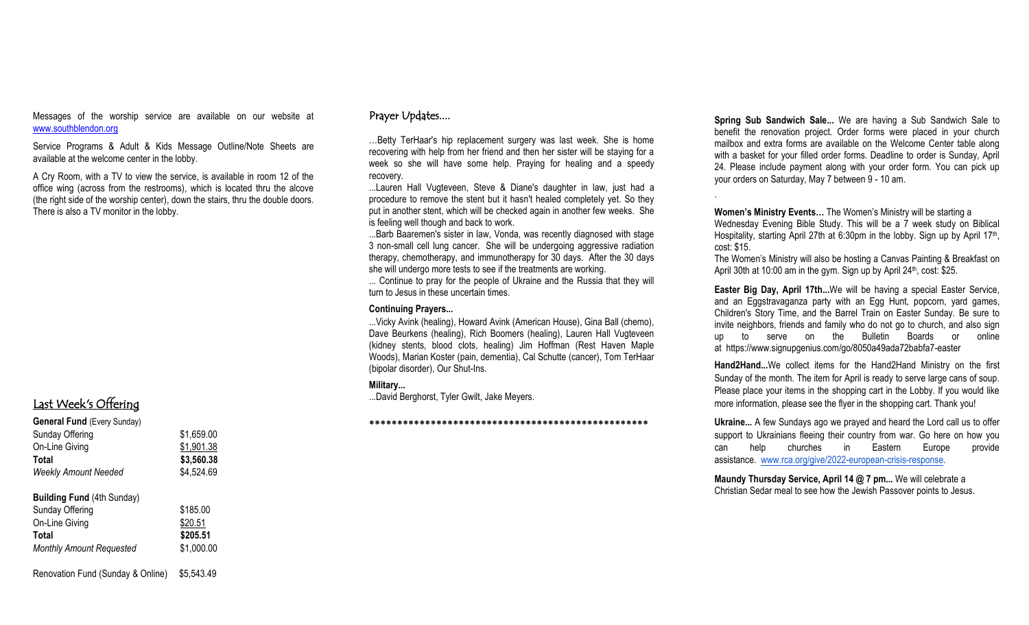Messages of the worship service are available on our website at www.southblendon.org

Service Programs & Adult & Kids Message Outline/Note Sheets are available at the welcome center in the lobby.

A Cry Room, with a TV to view the service, is available in room 12 of the office wing (across from the restrooms), which is located thru the alcove (the right side of the worship center), down the stairs, thru the double doors. There is also a TV monitor in the lobby.

## Last Week's Offering

| | |
|---|---|
| **General Fund** (Every Sunday) | |
| Sunday Offering | $1,659.00 |
| On-Line Giving | $1,901.38 |
| **Total** | **$3,560.38** |
| *Weekly Amount Needed* | $4,524.69 |
| | |
| **Building Fund** (4th Sunday) | |
| Sunday Offering | $185.00 |
| On-Line Giving | $20.51 |
| **Total** | **$205.51** |
| *Monthly Amount Requested* | $1,000.00 |
| | |
| Renovation Fund (Sunday & Online) | $5,543.49 |

## Prayer Updates....

…Betty TerHaar's hip replacement surgery was last week. She is home recovering with help from her friend and then her sister will be staying for a week so she will have some help. Praying for healing and a speedy recovery.

...Lauren Hall Vugteveen, Steve & Diane's daughter in law, just had a procedure to remove the stent but it hasn't healed completely yet. So they put in another stent, which will be checked again in another few weeks. She is feeling well though and back to work.

...Barb Baaremen's sister in law, Vonda, was recently diagnosed with stage 3 non-small cell lung cancer. She will be undergoing aggressive radiation therapy, chemotherapy, and immunotherapy for 30 days. After the 30 days she will undergo more tests to see if the treatments are working.

... Continue to pray for the people of Ukraine and the Russia that they will turn to Jesus in these uncertain times.

**Continuing Prayers...**

...Vicky Avink (healing), Howard Avink (American House), Gina Ball (chemo), Dave Beurkens (healing), Rich Boomers (healing), Lauren Hall Vugteveen (kidney stents, blood clots, healing) Jim Hoffman (Rest Haven Maple Woods), Marian Koster (pain, dementia), Cal Schutte (cancer), Tom TerHaar (bipolar disorder), Our Shut-Ins.

**Military...**

...David Berghorst, Tyler Gwilt, Jake Meyers.

****************************************************

**Spring Sub Sandwich Sale...** We are having a Sub Sandwich Sale to benefit the renovation project. Order forms were placed in your church mailbox and extra forms are available on the Welcome Center table along with a basket for your filled order forms. Deadline to order is Sunday, April 24. Please include payment along with your order form. You can pick up your orders on Saturday, May 7 between 9 - 10 am.

**Women's Ministry Events…** The Women's Ministry will be starting a Wednesday Evening Bible Study. This will be a 7 week study on Biblical Hospitality, starting April 27th at 6:30pm in the lobby. Sign up by April 17th, cost: $15.

The Women's Ministry will also be hosting a Canvas Painting & Breakfast on April 30th at 10:00 am in the gym. Sign up by April 24th, cost: $25.

**Easter Big Day, April 17th...**We will be having a special Easter Service, and an Eggstravaganza party with an Egg Hunt, popcorn, yard games, Children's Story Time, and the Barrel Train on Easter Sunday. Be sure to invite neighbors, friends and family who do not go to church, and also sign up to serve on the Bulletin Boards or online at https://www.signupgenius.com/go/8050a49ada72babfa7-easter

**Hand2Hand...**We collect items for the Hand2Hand Ministry on the first Sunday of the month. The item for April is ready to serve large cans of soup. Please place your items in the shopping cart in the Lobby. If you would like more information, please see the flyer in the shopping cart. Thank you!

**Ukraine...** A few Sundays ago we prayed and heard the Lord call us to offer support to Ukrainians fleeing their country from war. Go here on how you can help churches in Eastern Europe provide assistance. www.rca.org/give/2022-european-crisis-response.

**Maundy Thursday Service, April 14 @ 7 pm...** We will celebrate a Christian Sedar meal to see how the Jewish Passover points to Jesus.